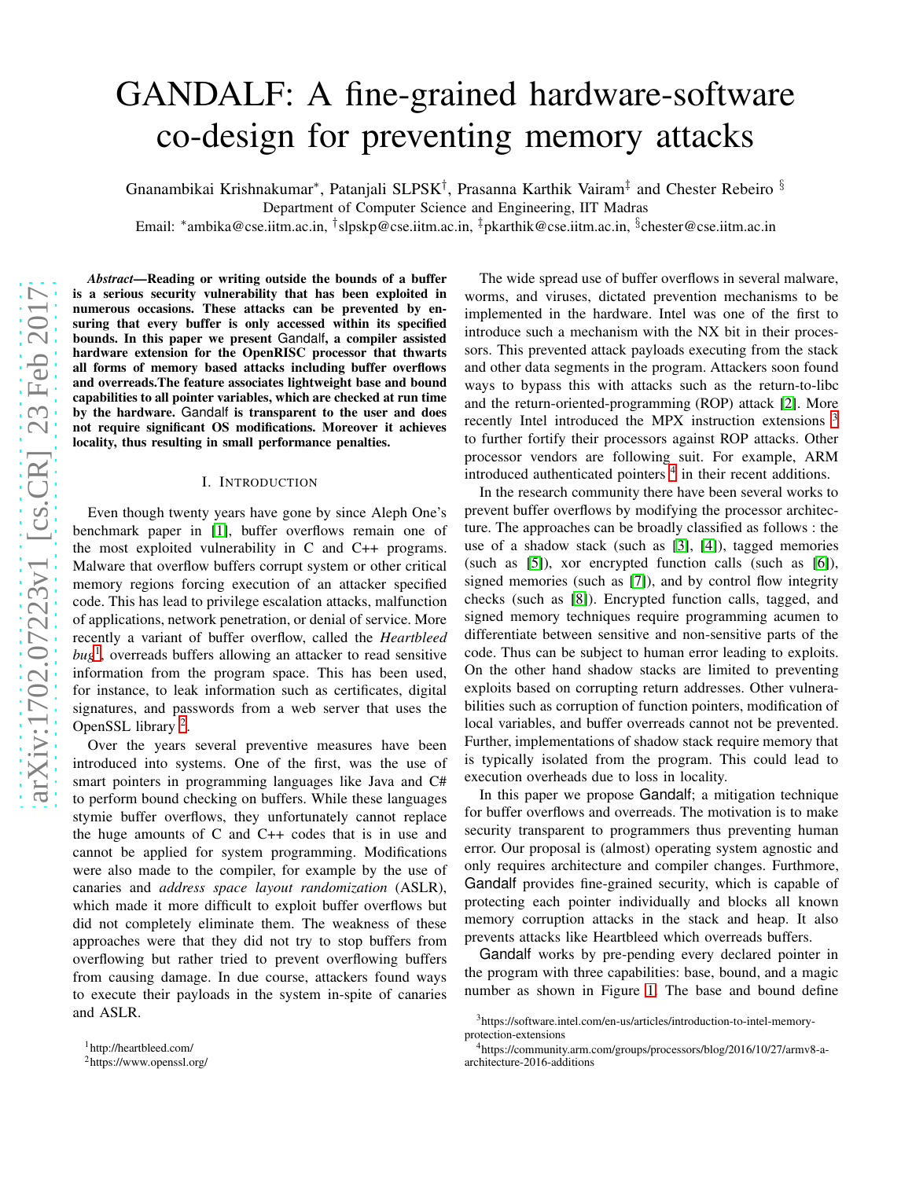# GANDALF: A fine-grained hardware-software co-design for preventing memory attacks

Gnanambikai Krishnakumar*, Patanjali SLPSK†, Prasanna Karthik Vairam‡ and Chester Rebeiro §

Department of Computer Science and Engineering, IIT Madras

Email: *ambika@cse.iitm.ac.in, †slpskp@cse.iitm.ac.in, ‡pkarthik@cse.iitm.ac.in, §chester@cse.iitm.ac.in

***Abstract*—Reading or writing outside the bounds of a buffer is a serious security vulnerability that has been exploited in numerous occasions. These attacks can be prevented by ensuring that every buffer is only accessed within its specified bounds. In this paper we present Gandalf, a compiler assisted hardware extension for the OpenRISC processor that thwarts all forms of memory based attacks including buffer overflows and overreads.The feature associates lightweight base and bound capabilities to all pointer variables, which are checked at run time by the hardware. Gandalf is transparent to the user and does not require significant OS modifications. Moreover it achieves locality, thus resulting in small performance penalties.**

## I. Introduction

Even though twenty years have gone by since Aleph One's benchmark paper in [1], buffer overflows remain one of the most exploited vulnerability in C and C++ programs. Malware that overflow buffers corrupt system or other critical memory regions forcing execution of an attacker specified code. This has lead to privilege escalation attacks, malfunction of applications, network penetration, or denial of service. More recently a variant of buffer overflow, called the *Heartbleed bug*[1], overreads buffers allowing an attacker to read sensitive information from the program space. This has been used, for instance, to leak information such as certificates, digital signatures, and passwords from a web server that uses the OpenSSL library [2].

Over the years several preventive measures have been introduced into systems. One of the first, was the use of smart pointers in programming languages like Java and C# to perform bound checking on buffers. While these languages stymie buffer overflows, they unfortunately cannot replace the huge amounts of C and C++ codes that is in use and cannot be applied for system programming. Modifications were also made to the compiler, for example by the use of canaries and *address space layout randomization* (ASLR), which made it more difficult to exploit buffer overflows but did not completely eliminate them. The weakness of these approaches were that they did not try to stop buffers from overflowing but rather tried to prevent overflowing buffers from causing damage. In due course, attackers found ways to execute their payloads in the system in-spite of canaries and ASLR.

The wide spread use of buffer overflows in several malware, worms, and viruses, dictated prevention mechanisms to be implemented in the hardware. Intel was one of the first to introduce such a mechanism with the NX bit in their processors. This prevented attack payloads executing from the stack and other data segments in the program. Attackers soon found ways to bypass this with attacks such as the return-to-libc and the return-oriented-programming (ROP) attack [2]. More recently Intel introduced the MPX instruction extensions [3] to further fortify their processors against ROP attacks. Other processor vendors are following suit. For example, ARM introduced authenticated pointers [4] in their recent additions.

In the research community there have been several works to prevent buffer overflows by modifying the processor architecture. The approaches can be broadly classified as follows : the use of a shadow stack (such as [3], [4]), tagged memories (such as [5]), xor encrypted function calls (such as [6]), signed memories (such as [7]), and by control flow integrity checks (such as [8]). Encrypted function calls, tagged, and signed memory techniques require programming acumen to differentiate between sensitive and non-sensitive parts of the code. Thus can be subject to human error leading to exploits. On the other hand shadow stacks are limited to preventing exploits based on corrupting return addresses. Other vulnerabilities such as corruption of function pointers, modification of local variables, and buffer overreads cannot not be prevented. Further, implementations of shadow stack require memory that is typically isolated from the program. This could lead to execution overheads due to loss in locality.

In this paper we propose Gandalf; a mitigation technique for buffer overflows and overreads. The motivation is to make security transparent to programmers thus preventing human error. Our proposal is (almost) operating system agnostic and only requires architecture and compiler changes. Furthermore, Gandalf provides fine-grained security, which is capable of protecting each pointer individually and blocks all known memory corruption attacks in the stack and heap. It also prevents attacks like Heartbleed which overreads buffers.

Gandalf works by pre-pending every declared pointer in the program with three capabilities: base, bound, and a magic number as shown in Figure 1. The base and bound define

[1] http://heartbleed.com/

[2] https://www.openssl.org/

[3] https://software.intel.com/en-us/articles/introduction-to-intel-memory-protection-extensions

[4] https://community.arm.com/groups/processors/blog/2016/10/27/armv8-a-architecture-2016-additions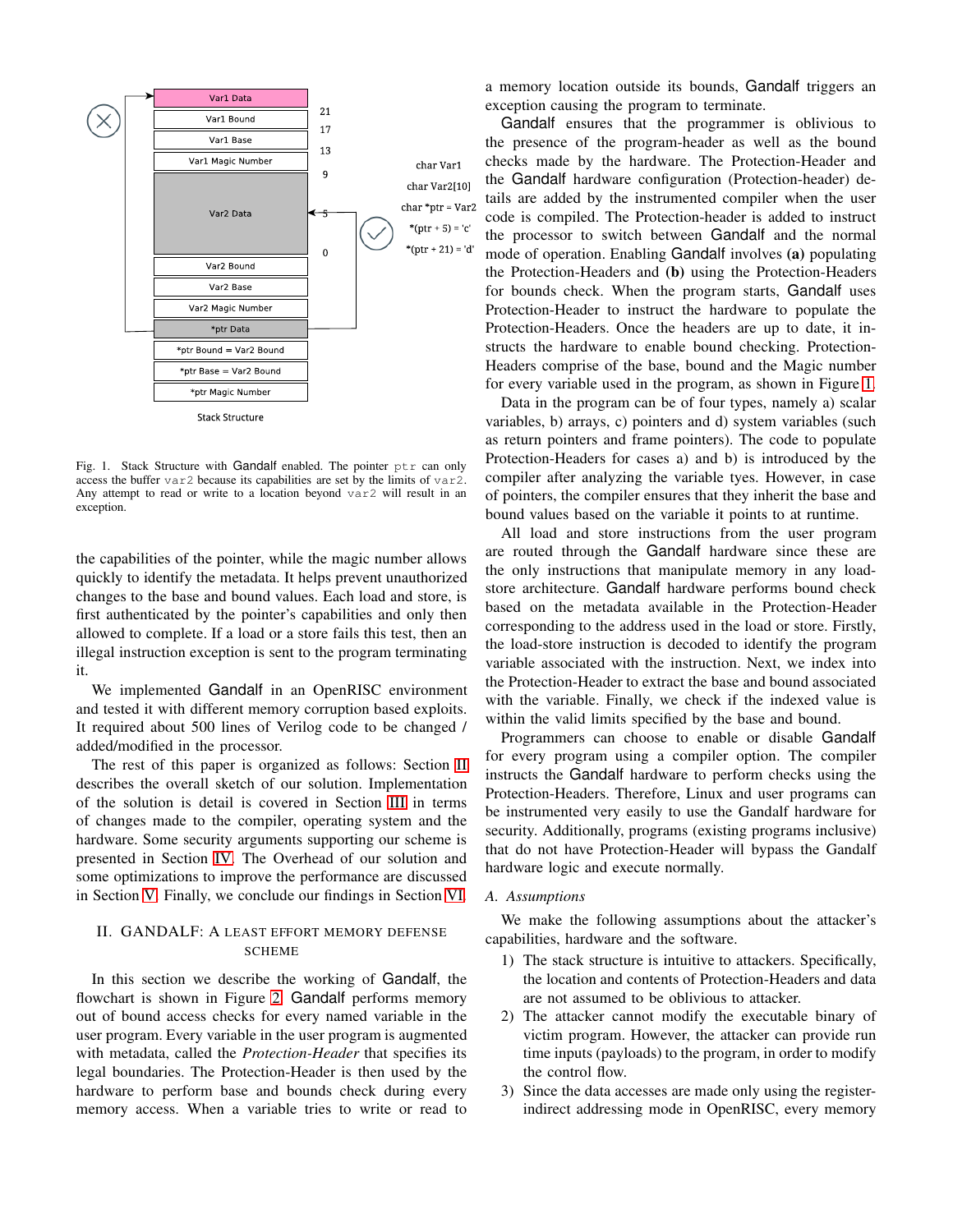Fig. 1. Stack Structure with Gandalf enabled. The pointer `ptr` can only access the buffer `var2` because its capabilities are set by the limits of `var2`. Any attempt to read or write to a location beyond `var2` will result in an exception.

the capabilities of the pointer, while the magic number allows quickly to identify the metadata. It helps prevent unauthorized changes to the base and bound values. Each load and store, is first authenticated by the pointer's capabilities and only then allowed to complete. If a load or a store fails this test, then an illegal instruction exception is sent to the program terminating it.

We implemented Gandalf in an OpenRISC environment and tested it with different memory corruption based exploits. It required about 500 lines of Verilog code to be changed / added/modified in the processor.

The rest of this paper is organized as follows: Section II describes the overall sketch of our solution. Implementation of the solution is detail is covered in Section III in terms of changes made to the compiler, operating system and the hardware. Some security arguments supporting our scheme is presented in Section IV. The Overhead of our solution and some optimizations to improve the performance are discussed in Section V. Finally, we conclude our findings in Section VI.

## II. Gandalf: A Least Effort Memory Defense Scheme

In this section we describe the working of Gandalf, the flowchart is shown in Figure 2. Gandalf performs memory out of bound access checks for every named variable in the user program. Every variable in the user program is augmented with metadata, called the *Protection-Header* that specifies its legal boundaries. The Protection-Header is then used by the hardware to perform base and bounds check during every memory access. When a variable tries to write or read to a memory location outside its bounds, Gandalf triggers an exception causing the program to terminate.

Gandalf ensures that the programmer is oblivious to the presence of the program-header as well as the bound checks made by the hardware. The Protection-Header and the Gandalf hardware configuration (Protection-header) details are added by the instrumented compiler when the user code is compiled. The Protection-header is added to instruct the processor to switch between Gandalf and the normal mode of operation. Enabling Gandalf involves **(a)** populating the Protection-Headers and **(b)** using the Protection-Headers for bounds check. When the program starts, Gandalf uses Protection-Header to instruct the hardware to populate the Protection-Headers. Once the headers are up to date, it instructs the hardware to enable bound checking. Protection-Headers comprise of the base, bound and the Magic number for every variable used in the program, as shown in Figure 1.

Data in the program can be of four types, namely a) scalar variables, b) arrays, c) pointers and d) system variables (such as return pointers and frame pointers). The code to populate Protection-Headers for cases a) and b) is introduced by the compiler after analyzing the variable tyes. However, in case of pointers, the compiler ensures that they inherit the base and bound values based on the variable it points to at runtime.

All load and store instructions from the user program are routed through the Gandalf hardware since these are the only instructions that manipulate memory in any load-store architecture. Gandalf hardware performs bound check based on the metadata available in the Protection-Header corresponding to the address used in the load or store. Firstly, the load-store instruction is decoded to identify the program variable associated with the instruction. Next, we index into the Protection-Header to extract the base and bound associated with the variable. Finally, we check if the indexed value is within the valid limits specified by the base and bound.

Programmers can choose to enable or disable Gandalf for every program using a compiler option. The compiler instructs the Gandalf hardware to perform checks using the Protection-Headers. Therefore, Linux and user programs can be instrumented very easily to use the Gandalf hardware for security. Additionally, programs (existing programs inclusive) that do not have Protection-Header will bypass the Gandalf hardware logic and execute normally.

### A. Assumptions

We make the following assumptions about the attacker's capabilities, hardware and the software.

1) The stack structure is intuitive to attackers. Specifically, the location and contents of Protection-Headers and data are not assumed to be oblivious to attacker.
2) The attacker cannot modify the executable binary of victim program. However, the attacker can provide run time inputs (payloads) to the program, in order to modify the control flow.
3) Since the data accesses are made only using the register-indirect addressing mode in OpenRISC, every memory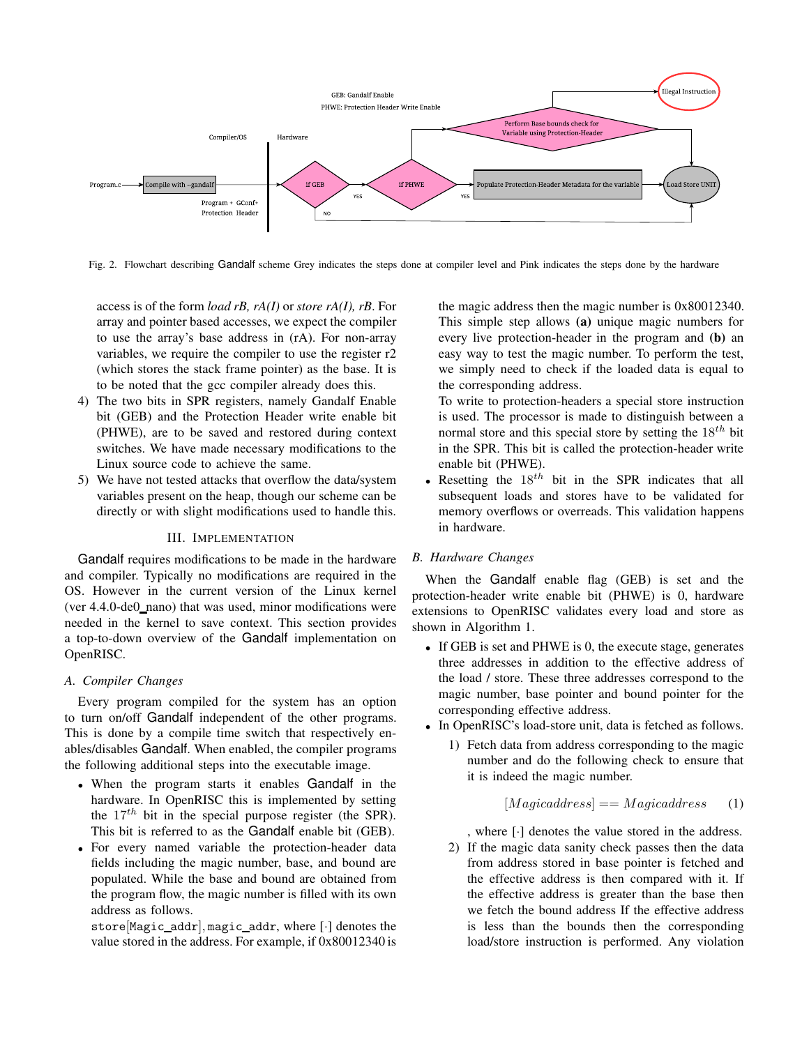Fig. 2. Flowchart describing Gandalf scheme Grey indicates the steps done at compiler level and Pink indicates the steps done by the hardware

access is of the form *load rB, rA(I)* or *store rA(I), rB*. For array and pointer based accesses, we expect the compiler to use the array's base address in (rA). For non-array variables, we require the compiler to use the register r2 (which stores the stack frame pointer) as the base. It is to be noted that the gcc compiler already does this.

4) The two bits in SPR registers, namely Gandalf Enable bit (GEB) and the Protection Header write enable bit (PHWE), are to be saved and restored during context switches. We have made necessary modifications to the Linux source code to achieve the same.
5) We have not tested attacks that overflow the data/system variables present on the heap, though our scheme can be directly or with slight modifications used to handle this.

## III. Implementation

Gandalf requires modifications to be made in the hardware and compiler. Typically no modifications are required in the OS. However in the current version of the Linux kernel (ver 4.4.0-de0_nano) that was used, minor modifications were needed in the kernel to save context. This section provides a top-to-down overview of the Gandalf implementation on OpenRISC.

### A. Compiler Changes

Every program compiled for the system has an option to turn on/off Gandalf independent of the other programs. This is done by a compile time switch that respectively enables/disables Gandalf. When enabled, the compiler programs the following additional steps into the executable image.

- When the program starts it enables Gandalf in the hardware. In OpenRISC this is implemented by setting the $17^{th}$ bit in the special purpose register (the SPR). This bit is referred to as the Gandalf enable bit (GEB).
- For every named variable the protection-header data fields including the magic number, base, and bound are populated. While the base and bound are obtained from the program flow, the magic number is filled with its own address as follows.
  `store`[`Magic_addr`], `magic_addr`, where [·] denotes the value stored in the address. For example, if 0x80012340 is the magic address then the magic number is 0x80012340. This simple step allows **(a)** unique magic numbers for every live protection-header in the program and **(b)** an easy way to test the magic number. To perform the test, we simply need to check if the loaded data is equal to the corresponding address.
  To write to protection-headers a special store instruction is used. The processor is made to distinguish between a normal store and this special store by setting the $18^{th}$ bit in the SPR. This bit is called the protection-header write enable bit (PHWE).
- Resetting the $18^{th}$ bit in the SPR indicates that all subsequent loads and stores have to be validated for memory overflows or overreads. This validation happens in hardware.

### B. Hardware Changes

When the Gandalf enable flag (GEB) is set and the protection-header write enable bit (PHWE) is 0, hardware extensions to OpenRISC validates every load and store as shown in Algorithm 1.

- If GEB is set and PHWE is 0, the execute stage, generates three addresses in addition to the effective address of the load / store. These three addresses correspond to the magic number, base pointer and bound pointer for the corresponding effective address.
- In OpenRISC's load-store unit, data is fetched as follows.
  1) Fetch data from address corresponding to the magic number and do the following check to ensure that it is indeed the magic number.
  $$[Magicaddress] == Magicaddress \quad (1)$$
  , where [·] denotes the value stored in the address.
  2) If the magic data sanity check passes then the data from address stored in base pointer is fetched and the effective address is then compared with it. If the effective address is greater than the base then we fetch the bound address If the effective address is less than the bounds then the corresponding load/store instruction is performed. Any violation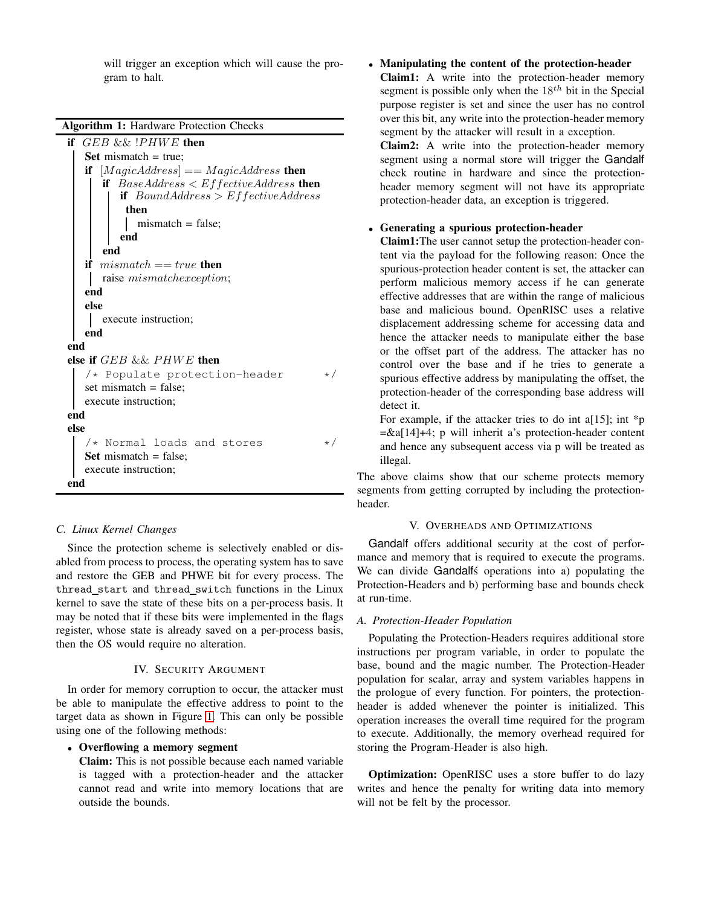will trigger an exception which will cause the program to halt.

**Algorithm 1:** Hardware Protection Checks

```
if GEB && !PHWE then
    Set mismatch = true;
    if [MagicAddress] == MagicAddress then
        if BaseAddress < EffectiveAddress then
            if BoundAddress > EffectiveAddress
             then
                mismatch = false;
            end
        end
    if mismatch == true then
        raise mismatchexception;
    end
    else
        execute instruction;
    end
end
else if GEB && PHWE then
    /* Populate protection-header        */
    set mismatch = false;
    execute instruction;
end
else
    /* Normal loads and stores           */
    Set mismatch = false;
    execute instruction;
end
```

### C. Linux Kernel Changes

Since the protection scheme is selectively enabled or disabled from process to process, the operating system has to save and restore the GEB and PHWE bit for every process. The `thread_start` and `thread_switch` functions in the Linux kernel to save the state of these bits on a per-process basis. It may be noted that if these bits were implemented in the flags register, whose state is already saved on a per-process basis, then the OS would require no alteration.

## IV. Security Argument

In order for memory corruption to occur, the attacker must be able to manipulate the effective address to point to the target data as shown in Figure 1. This can only be possible using one of the following methods:

- **Overflowing a memory segment**
  **Claim:** This is not possible because each named variable is tagged with a protection-header and the attacker cannot read and write into memory locations that are outside the bounds.
- **Manipulating the content of the protection-header**
  **Claim1:** A write into the protection-header memory segment is possible only when the $18^{th}$ bit in the Special purpose register is set and since the user has no control over this bit, any write into the protection-header memory segment by the attacker will result in a exception.
  **Claim2:** A write into the protection-header memory segment using a normal store will trigger the Gandalf check routine in hardware and since the protection-header memory segment will not have its appropriate protection-header data, an exception is triggered.
- **Generating a spurious protection-header**
  **Claim1:** The user cannot setup the protection-header content via the payload for the following reason: Once the spurious-protection header content is set, the attacker can perform malicious memory access if he can generate effective addresses that are within the range of malicious base and malicious bound. OpenRISC uses a relative displacement addressing scheme for accessing data and hence the attacker needs to manipulate either the base or the offset part of the address. The attacker has no control over the base and if he tries to generate a spurious effective address by manipulating the offset, the protection-header of the corresponding base address will detect it.
  For example, if the attacker tries to do int a[15]; int *p =&a[14]+4; p will inherit a's protection-header content and hence any subsequent access via p will be treated as illegal.

The above claims show that our scheme protects memory segments from getting corrupted by including the protection-header.

## V. Overheads and Optimizations

Gandalf offers additional security at the cost of performance and memory that is required to execute the programs. We can divide Gandalfś operations into a) populating the Protection-Headers and b) performing base and bounds check at run-time.

### A. Protection-Header Population

Populating the Protection-Headers requires additional store instructions per program variable, in order to populate the base, bound and the magic number. The Protection-Header population for scalar, array and system variables happens in the prologue of every function. For pointers, the protection-header is added whenever the pointer is initialized. This operation increases the overall time required for the program to execute. Additionally, the memory overhead required for storing the Program-Header is also high.

**Optimization:** OpenRISC uses a store buffer to do lazy writes and hence the penalty for writing data into memory will not be felt by the processor.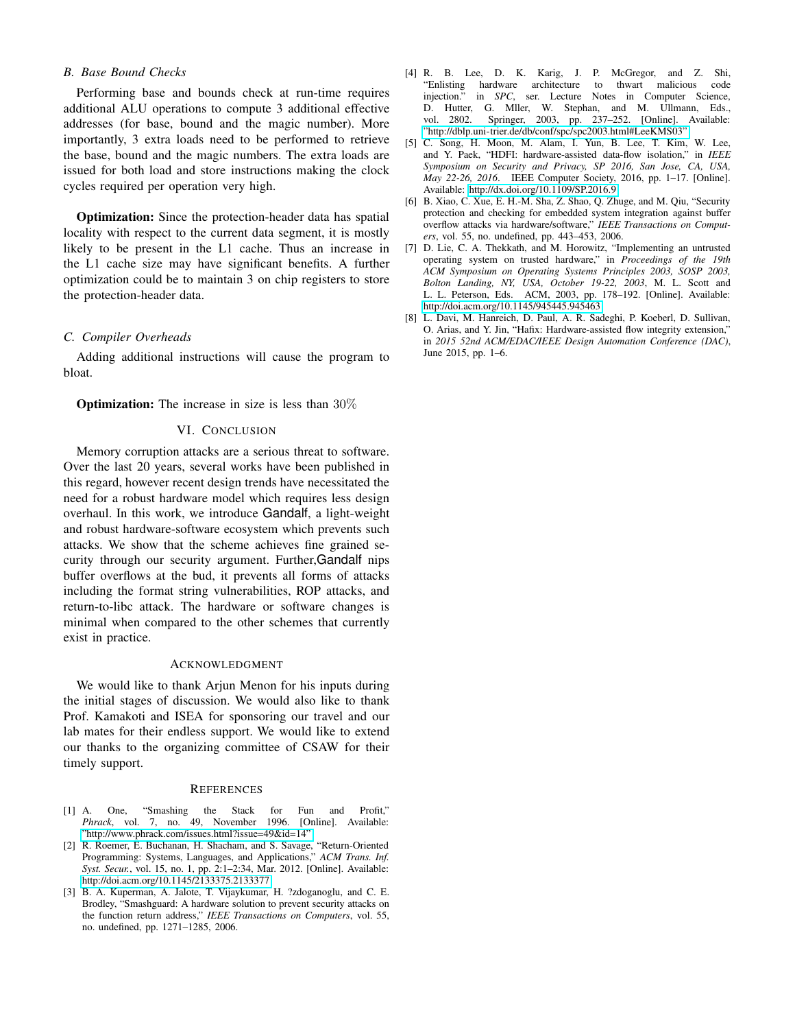### B. Base Bound Checks

Performing base and bounds check at run-time requires additional ALU operations to compute 3 additional effective addresses (for base, bound and the magic number). More importantly, 3 extra loads need to be performed to retrieve the base, bound and the magic numbers. The extra loads are issued for both load and store instructions making the clock cycles required per operation very high.

**Optimization:** Since the protection-header data has spatial locality with respect to the current data segment, it is mostly likely to be present in the L1 cache. Thus an increase in the L1 cache size may have significant benefits. A further optimization could be to maintain 3 on chip registers to store the protection-header data.

### C. Compiler Overheads

Adding additional instructions will cause the program to bloat.

**Optimization:** The increase in size is less than $30\%$

## VI. Conclusion

Memory corruption attacks are a serious threat to software. Over the last 20 years, several works have been published in this regard, however recent design trends have necessitated the need for a robust hardware model which requires less design overhaul. In this work, we introduce Gandalf, a light-weight and robust hardware-software ecosystem which prevents such attacks. We show that the scheme achieves fine grained security through our security argument. Further,Gandalf nips buffer overflows at the bud, it prevents all forms of attacks including the format string vulnerabilities, ROP attacks, and return-to-libc attack. The hardware or software changes is minimal when compared to the other schemes that currently exist in practice.

## Acknowledgment

We would like to thank Arjun Menon for his inputs during the initial stages of discussion. We would also like to thank Prof. Kamakoti and ISEA for sponsoring our travel and our lab mates for their endless support. We would like to extend our thanks to the organizing committee of CSAW for their timely support.

## References

[1] A. One, "Smashing the Stack for Fun and Profit," *Phrack*, vol. 7, no. 49, November 1996. [Online]. Available: "http://www.phrack.com/issues.html?issue=49&id=14"

[2] R. Roemer, E. Buchanan, H. Shacham, and S. Savage, "Return-Oriented Programming: Systems, Languages, and Applications," *ACM Trans. Inf. Syst. Secur.*, vol. 15, no. 1, pp. 2:1–2:34, Mar. 2012. [Online]. Available: http://doi.acm.org/10.1145/2133375.2133377

[3] B. A. Kuperman, A. Jalote, T. Vijaykumar, H. ?zdoganoglu, and C. E. Brodley, "Smashguard: A hardware solution to prevent security attacks on the function return address," *IEEE Transactions on Computers*, vol. 55, no. undefined, pp. 1271–1285, 2006.

[4] R. B. Lee, D. K. Karig, J. P. McGregor, and Z. Shi, "Enlisting hardware architecture to thwart malicious code injection." in *SPC*, ser. Lecture Notes in Computer Science, D. Hutter, G. Mller, W. Stephan, and M. Ullmann, Eds., vol. 2802. Springer, 2003, pp. 237–252. [Online]. Available: "http://dblp.uni-trier.de/db/conf/spc/spc2003.html#LeeKMS03"

[5] C. Song, H. Moon, M. Alam, I. Yun, B. Lee, T. Kim, W. Lee, and Y. Paek, "HDFI: hardware-assisted data-flow isolation," in *IEEE Symposium on Security and Privacy, SP 2016, San Jose, CA, USA, May 22-26, 2016*. IEEE Computer Society, 2016, pp. 1–17. [Online]. Available: http://dx.doi.org/10.1109/SP.2016.9

[6] B. Xiao, C. Xue, E. H.-M. Sha, Z. Shao, Q. Zhuge, and M. Qiu, "Security protection and checking for embedded system integration against buffer overflow attacks via hardware/software," *IEEE Transactions on Computers*, vol. 55, no. undefined, pp. 443–453, 2006.

[7] D. Lie, C. A. Thekkath, and M. Horowitz, "Implementing an untrusted operating system on trusted hardware," in *Proceedings of the 19th ACM Symposium on Operating Systems Principles 2003, SOSP 2003, Bolton Landing, NY, USA, October 19-22, 2003*, M. L. Scott and L. L. Peterson, Eds. ACM, 2003, pp. 178–192. [Online]. Available: http://doi.acm.org/10.1145/945445.945463

[8] L. Davi, M. Hanreich, D. Paul, A. R. Sadeghi, P. Koeberl, D. Sullivan, O. Arias, and Y. Jin, "Hafix: Hardware-assisted flow integrity extension," in *2015 52nd ACM/EDAC/IEEE Design Automation Conference (DAC)*, June 2015, pp. 1–6.